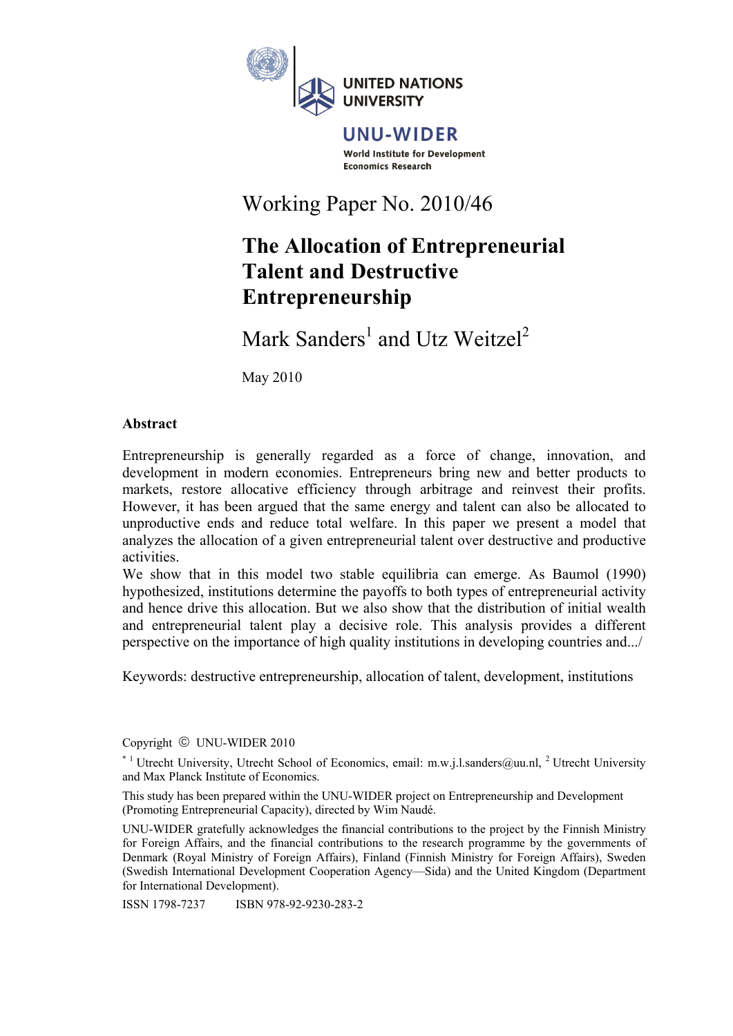UNITED NATIONS UNIVERSITY

UNU-WIDER

World Institute for Development Economics Research

Working Paper No. 2010/46

# The Allocation of Entrepreneurial Talent and Destructive Entrepreneurship

Mark Sanders[1] and Utz Weitzel[2]

May 2010

## Abstract

Entrepreneurship is generally regarded as a force of change, innovation, and development in modern economies. Entrepreneurs bring new and better products to markets, restore allocative efficiency through arbitrage and reinvest their profits. However, it has been argued that the same energy and talent can also be allocated to unproductive ends and reduce total welfare. In this paper we present a model that analyzes the allocation of a given entrepreneurial talent over destructive and productive activities.

We show that in this model two stable equilibria can emerge. As Baumol (1990) hypothesized, institutions determine the payoffs to both types of entrepreneurial activity and hence drive this allocation. But we also show that the distribution of initial wealth and entrepreneurial talent play a decisive role. This analysis provides a different perspective on the importance of high quality institutions in developing countries and.../

Keywords: destructive entrepreneurship, allocation of talent, development, institutions

Copyright © UNU-WIDER 2010

[*] [1] Utrecht University, Utrecht School of Economics, email: m.w.j.l.sanders@uu.nl, [2] Utrecht University and Max Planck Institute of Economics.

This study has been prepared within the UNU-WIDER project on Entrepreneurship and Development (Promoting Entrepreneurial Capacity), directed by Wim Naudé.

UNU-WIDER gratefully acknowledges the financial contributions to the project by the Finnish Ministry for Foreign Affairs, and the financial contributions to the research programme by the governments of Denmark (Royal Ministry of Foreign Affairs), Finland (Finnish Ministry for Foreign Affairs), Sweden (Swedish International Development Cooperation Agency—Sida) and the United Kingdom (Department for International Development).

ISSN 1798-7237 ISBN 978-92-9230-283-2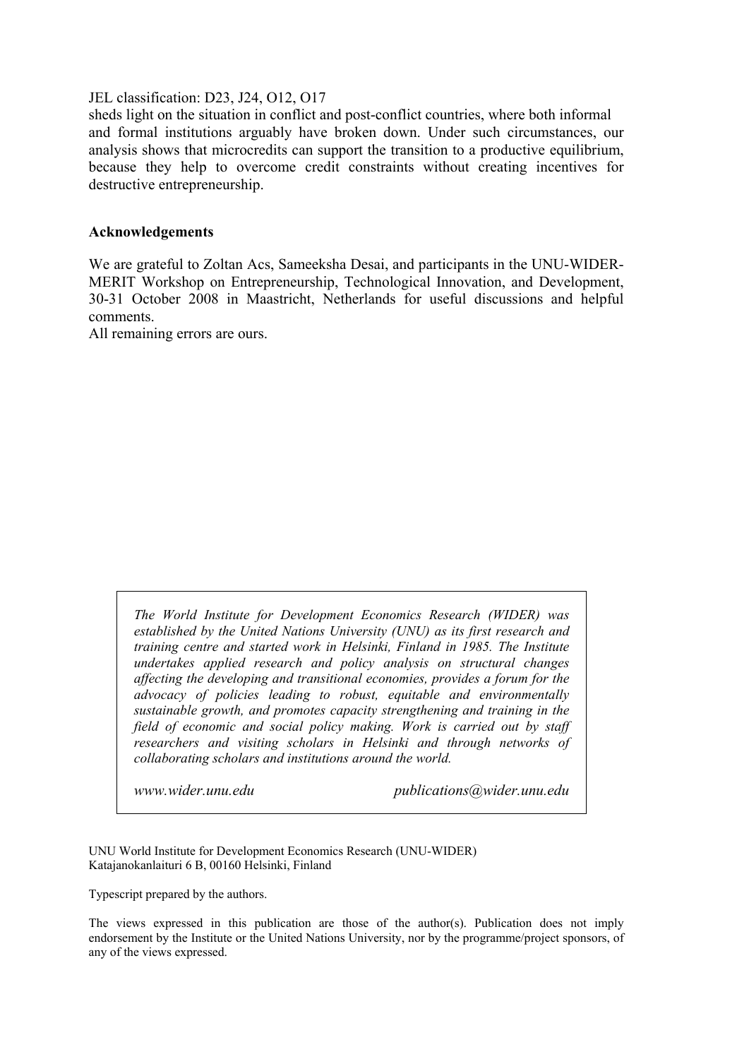JEL classification: D23, J24, O12, O17

sheds light on the situation in conflict and post-conflict countries, where both informal and formal institutions arguably have broken down. Under such circumstances, our analysis shows that microcredits can support the transition to a productive equilibrium, because they help to overcome credit constraints without creating incentives for destructive entrepreneurship.

**Acknowledgements**

We are grateful to Zoltan Acs, Sameeksha Desai, and participants in the UNU-WIDER-MERIT Workshop on Entrepreneurship, Technological Innovation, and Development, 30-31 October 2008 in Maastricht, Netherlands for useful discussions and helpful comments.
All remaining errors are ours.

*The World Institute for Development Economics Research (WIDER) was established by the United Nations University (UNU) as its first research and training centre and started work in Helsinki, Finland in 1985. The Institute undertakes applied research and policy analysis on structural changes affecting the developing and transitional economies, provides a forum for the advocacy of policies leading to robust, equitable and environmentally sustainable growth, and promotes capacity strengthening and training in the field of economic and social policy making. Work is carried out by staff researchers and visiting scholars in Helsinki and through networks of collaborating scholars and institutions around the world.*

*www.wider.unu.edu* *publications@wider.unu.edu*

UNU World Institute for Development Economics Research (UNU-WIDER)
Katajanokanlaituri 6 B, 00160 Helsinki, Finland

Typescript prepared by the authors.

The views expressed in this publication are those of the author(s). Publication does not imply endorsement by the Institute or the United Nations University, nor by the programme/project sponsors, of any of the views expressed.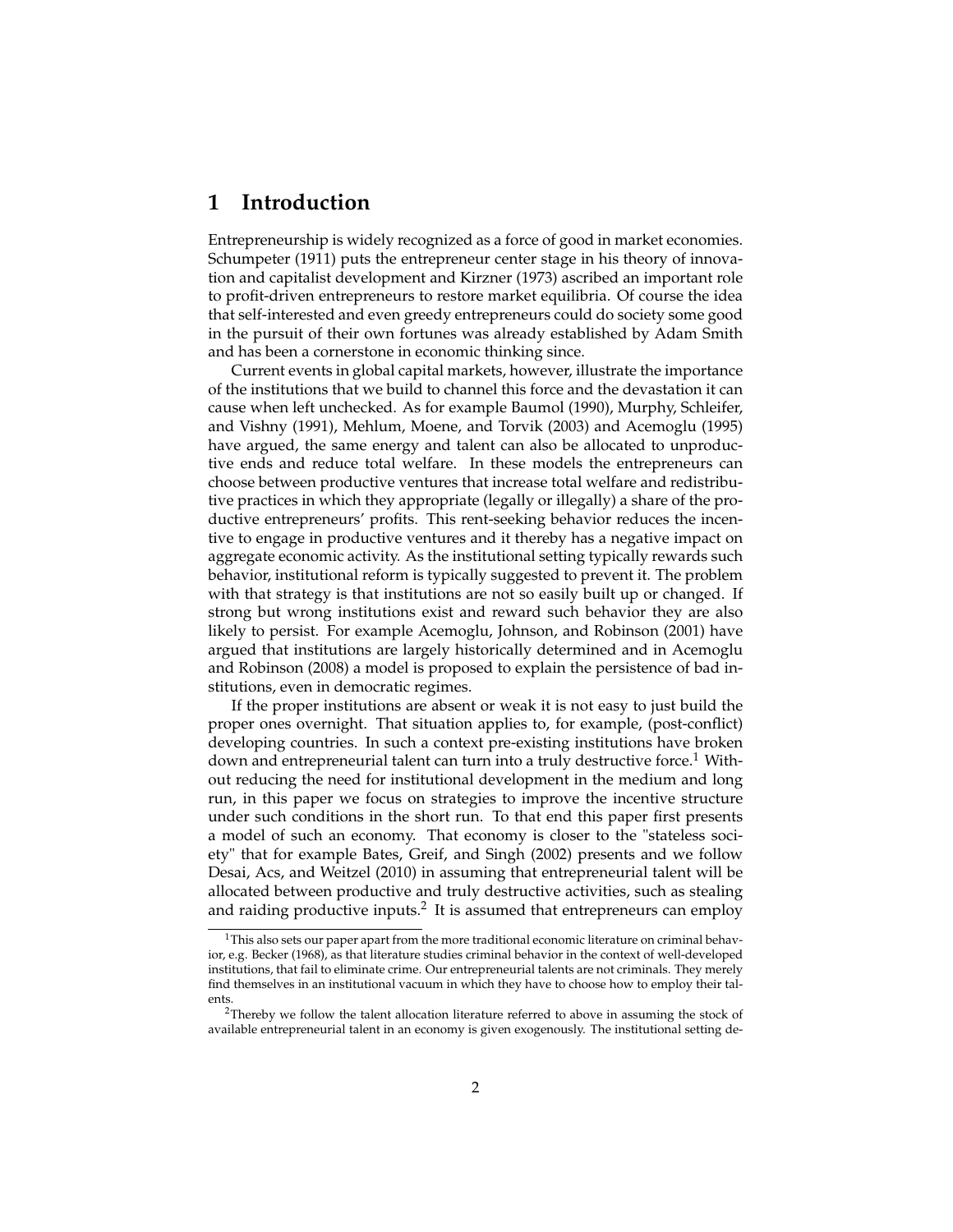# 1 Introduction

Entrepreneurship is widely recognized as a force of good in market economies. Schumpeter (1911) puts the entrepreneur center stage in his theory of innovation and capitalist development and Kirzner (1973) ascribed an important role to profit-driven entrepreneurs to restore market equilibria. Of course the idea that self-interested and even greedy entrepreneurs could do society some good in the pursuit of their own fortunes was already established by Adam Smith and has been a cornerstone in economic thinking since.

Current events in global capital markets, however, illustrate the importance of the institutions that we build to channel this force and the devastation it can cause when left unchecked. As for example Baumol (1990), Murphy, Schleifer, and Vishny (1991), Mehlum, Moene, and Torvik (2003) and Acemoglu (1995) have argued, the same energy and talent can also be allocated to unproductive ends and reduce total welfare. In these models the entrepreneurs can choose between productive ventures that increase total welfare and redistributive practices in which they appropriate (legally or illegally) a share of the productive entrepreneurs' profits. This rent-seeking behavior reduces the incentive to engage in productive ventures and it thereby has a negative impact on aggregate economic activity. As the institutional setting typically rewards such behavior, institutional reform is typically suggested to prevent it. The problem with that strategy is that institutions are not so easily built up or changed. If strong but wrong institutions exist and reward such behavior they are also likely to persist. For example Acemoglu, Johnson, and Robinson (2001) have argued that institutions are largely historically determined and in Acemoglu and Robinson (2008) a model is proposed to explain the persistence of bad institutions, even in democratic regimes.

If the proper institutions are absent or weak it is not easy to just build the proper ones overnight. That situation applies to, for example, (post-conflict) developing countries. In such a context pre-existing institutions have broken down and entrepreneurial talent can turn into a truly destructive force.[1] Without reducing the need for institutional development in the medium and long run, in this paper we focus on strategies to improve the incentive structure under such conditions in the short run. To that end this paper first presents a model of such an economy. That economy is closer to the "stateless society" that for example Bates, Greif, and Singh (2002) presents and we follow Desai, Acs, and Weitzel (2010) in assuming that entrepreneurial talent will be allocated between productive and truly destructive activities, such as stealing and raiding productive inputs.[2] It is assumed that entrepreneurs can employ

[1] This also sets our paper apart from the more traditional economic literature on criminal behavior, e.g. Becker (1968), as that literature studies criminal behavior in the context of well-developed institutions, that fail to eliminate crime. Our entrepreneurial talents are not criminals. They merely find themselves in an institutional vacuum in which they have to choose how to employ their talents.

[2] Thereby we follow the talent allocation literature referred to above in assuming the stock of available entrepreneurial talent in an economy is given exogenously. The institutional setting de-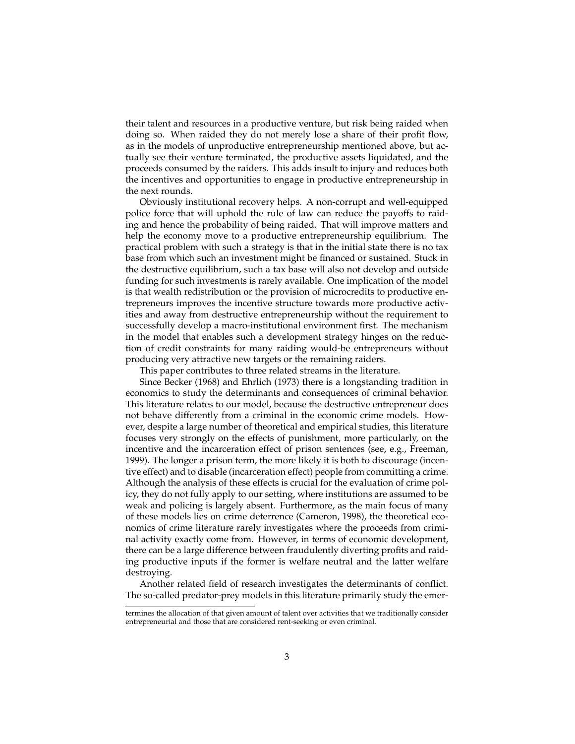their talent and resources in a productive venture, but risk being raided when doing so. When raided they do not merely lose a share of their profit flow, as in the models of unproductive entrepreneurship mentioned above, but actually see their venture terminated, the productive assets liquidated, and the proceeds consumed by the raiders. This adds insult to injury and reduces both the incentives and opportunities to engage in productive entrepreneurship in the next rounds.

Obviously institutional recovery helps. A non-corrupt and well-equipped police force that will uphold the rule of law can reduce the payoffs to raiding and hence the probability of being raided. That will improve matters and help the economy move to a productive entrepreneurship equilibrium. The practical problem with such a strategy is that in the initial state there is no tax base from which such an investment might be financed or sustained. Stuck in the destructive equilibrium, such a tax base will also not develop and outside funding for such investments is rarely available. One implication of the model is that wealth redistribution or the provision of microcredits to productive entrepreneurs improves the incentive structure towards more productive activities and away from destructive entrepreneurship without the requirement to successfully develop a macro-institutional environment first. The mechanism in the model that enables such a development strategy hinges on the reduction of credit constraints for many raiding would-be entrepreneurs without producing very attractive new targets or the remaining raiders.

This paper contributes to three related streams in the literature.

Since Becker (1968) and Ehrlich (1973) there is a longstanding tradition in economics to study the determinants and consequences of criminal behavior. This literature relates to our model, because the destructive entrepreneur does not behave differently from a criminal in the economic crime models. However, despite a large number of theoretical and empirical studies, this literature focuses very strongly on the effects of punishment, more particularly, on the incentive and the incarceration effect of prison sentences (see, e.g., Freeman, 1999). The longer a prison term, the more likely it is both to discourage (incentive effect) and to disable (incarceration effect) people from committing a crime. Although the analysis of these effects is crucial for the evaluation of crime policy, they do not fully apply to our setting, where institutions are assumed to be weak and policing is largely absent. Furthermore, as the main focus of many of these models lies on crime deterrence (Cameron, 1998), the theoretical economics of crime literature rarely investigates where the proceeds from criminal activity exactly come from. However, in terms of economic development, there can be a large difference between fraudulently diverting profits and raiding productive inputs if the former is welfare neutral and the latter welfare destroying.

Another related field of research investigates the determinants of conflict. The so-called predator-prey models in this literature primarily study the emer-

termines the allocation of that given amount of talent over activities that we traditionally consider entrepreneurial and those that are considered rent-seeking or even criminal.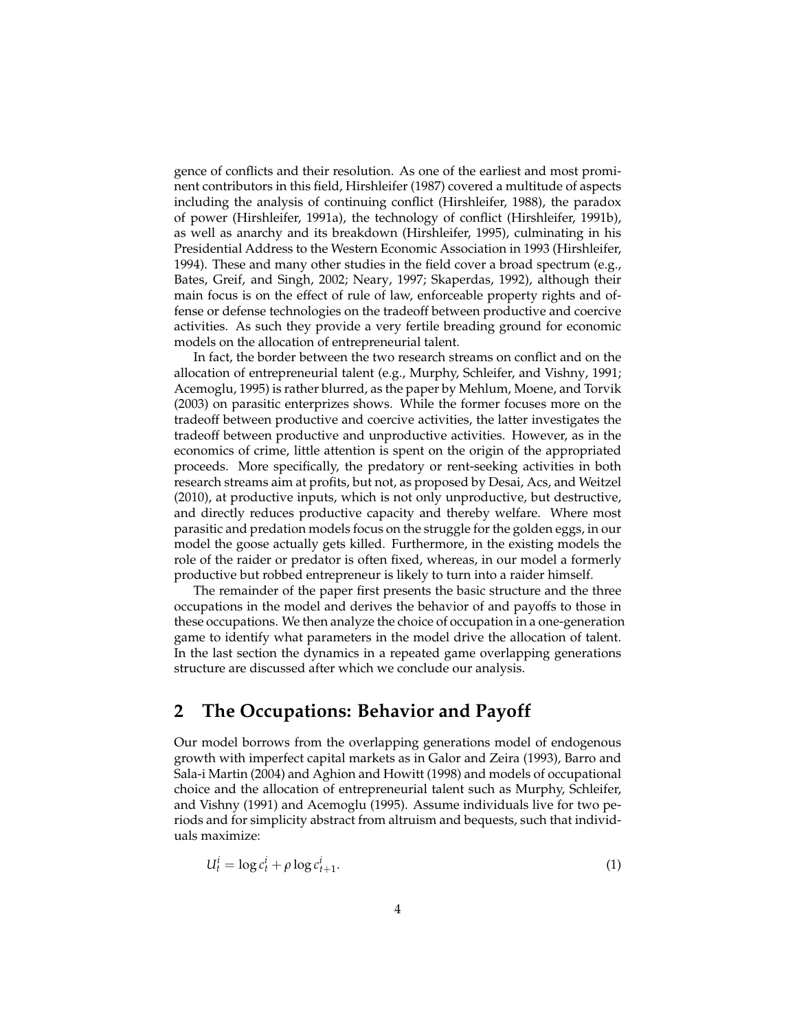gence of conflicts and their resolution. As one of the earliest and most prominent contributors in this field, Hirshleifer (1987) covered a multitude of aspects including the analysis of continuing conflict (Hirshleifer, 1988), the paradox of power (Hirshleifer, 1991a), the technology of conflict (Hirshleifer, 1991b), as well as anarchy and its breakdown (Hirshleifer, 1995), culminating in his Presidential Address to the Western Economic Association in 1993 (Hirshleifer, 1994). These and many other studies in the field cover a broad spectrum (e.g., Bates, Greif, and Singh, 2002; Neary, 1997; Skaperdas, 1992), although their main focus is on the effect of rule of law, enforceable property rights and offense or defense technologies on the tradeoff between productive and coercive activities. As such they provide a very fertile breading ground for economic models on the allocation of entrepreneurial talent.

In fact, the border between the two research streams on conflict and on the allocation of entrepreneurial talent (e.g., Murphy, Schleifer, and Vishny, 1991; Acemoglu, 1995) is rather blurred, as the paper by Mehlum, Moene, and Torvik (2003) on parasitic enterprizes shows. While the former focuses more on the tradeoff between productive and coercive activities, the latter investigates the tradeoff between productive and unproductive activities. However, as in the economics of crime, little attention is spent on the origin of the appropriated proceeds. More specifically, the predatory or rent-seeking activities in both research streams aim at profits, but not, as proposed by Desai, Acs, and Weitzel (2010), at productive inputs, which is not only unproductive, but destructive, and directly reduces productive capacity and thereby welfare. Where most parasitic and predation models focus on the struggle for the golden eggs, in our model the goose actually gets killed. Furthermore, in the existing models the role of the raider or predator is often fixed, whereas, in our model a formerly productive but robbed entrepreneur is likely to turn into a raider himself.

The remainder of the paper first presents the basic structure and the three occupations in the model and derives the behavior of and payoffs to those in these occupations. We then analyze the choice of occupation in a one-generation game to identify what parameters in the model drive the allocation of talent. In the last section the dynamics in a repeated game overlapping generations structure are discussed after which we conclude our analysis.

## 2 The Occupations: Behavior and Payoff

Our model borrows from the overlapping generations model of endogenous growth with imperfect capital markets as in Galor and Zeira (1993), Barro and Sala-i Martin (2004) and Aghion and Howitt (1998) and models of occupational choice and the allocation of entrepreneurial talent such as Murphy, Schleifer, and Vishny (1991) and Acemoglu (1995). Assume individuals live for two periods and for simplicity abstract from altruism and bequests, such that individuals maximize:

$$U_t^i = \log c_t^i + \rho \log c_{t+1}^i. \tag{1}$$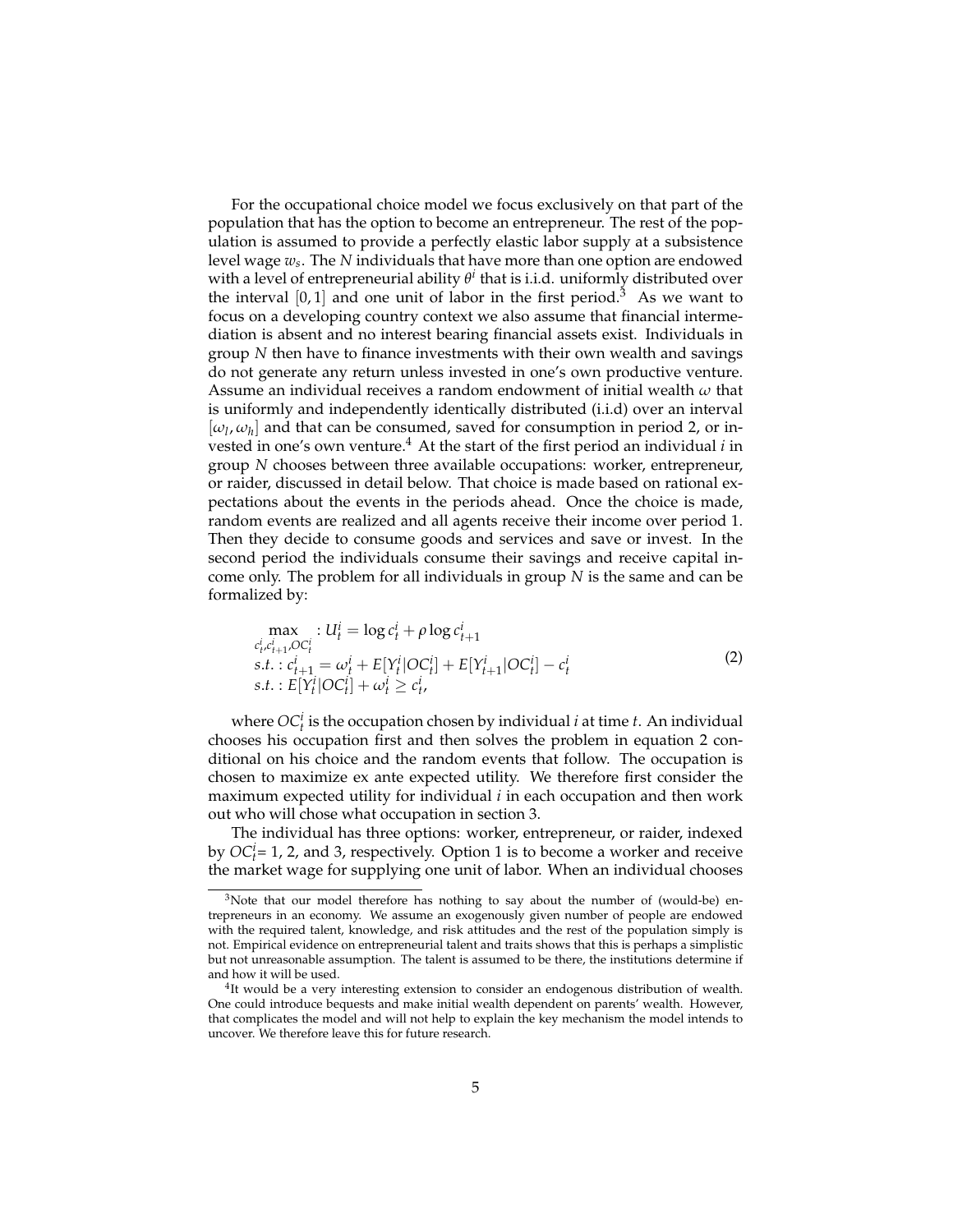For the occupational choice model we focus exclusively on that part of the population that has the option to become an entrepreneur. The rest of the population is assumed to provide a perfectly elastic labor supply at a subsistence level wage $w_s$. The $N$ individuals that have more than one option are endowed with a level of entrepreneurial ability $\theta^i$ that is i.i.d. uniformly distributed over the interval $[0, 1]$ and one unit of labor in the first period.[3] As we want to focus on a developing country context we also assume that financial intermediation is absent and no interest bearing financial assets exist. Individuals in group $N$ then have to finance investments with their own wealth and savings do not generate any return unless invested in one's own productive venture. Assume an individual receives a random endowment of initial wealth $\omega$ that is uniformly and independently identically distributed (i.i.d) over an interval $[\omega_l, \omega_h]$ and that can be consumed, saved for consumption in period 2, or invested in one's own venture.[4] At the start of the first period an individual $i$ in group $N$ chooses between three available occupations: worker, entrepreneur, or raider, discussed in detail below. That choice is made based on rational expectations about the events in the periods ahead. Once the choice is made, random events are realized and all agents receive their income over period 1. Then they decide to consume goods and services and save or invest. In the second period the individuals consume their savings and receive capital income only. The problem for all individuals in group $N$ is the same and can be formalized by:

$$
\begin{aligned}
&\max_{c_t^i, c_{t+1}^i, OC_t^i} : U_t^i = \log c_t^i + \rho \log c_{t+1}^i \\
&s.t. : c_{t+1}^i = \omega_t^i + E[Y_t^i | OC_t^i] + E[Y_{t+1}^i | OC_t^i] - c_t^i \\
&s.t. : E[Y_t^i | OC_t^i] + \omega_t^i \geq c_t^i,
\end{aligned}
\tag{2}
$$

where $OC_t^i$ is the occupation chosen by individual $i$ at time $t$. An individual chooses his occupation first and then solves the problem in equation 2 conditional on his choice and the random events that follow. The occupation is chosen to maximize ex ante expected utility. We therefore first consider the maximum expected utility for individual $i$ in each occupation and then work out who will chose what occupation in section 3.

The individual has three options: worker, entrepreneur, or raider, indexed by $OC_t^i$= 1, 2, and 3, respectively. Option 1 is to become a worker and receive the market wage for supplying one unit of labor. When an individual chooses

[3] Note that our model therefore has nothing to say about the number of (would-be) entrepreneurs in an economy. We assume an exogenously given number of people are endowed with the required talent, knowledge, and risk attitudes and the rest of the population simply is not. Empirical evidence on entrepreneurial talent and traits shows that this is perhaps a simplistic but not unreasonable assumption. The talent is assumed to be there, the institutions determine if and how it will be used.

[4] It would be a very interesting extension to consider an endogenous distribution of wealth. One could introduce bequests and make initial wealth dependent on parents' wealth. However, that complicates the model and will not help to explain the key mechanism the model intends to uncover. We therefore leave this for future research.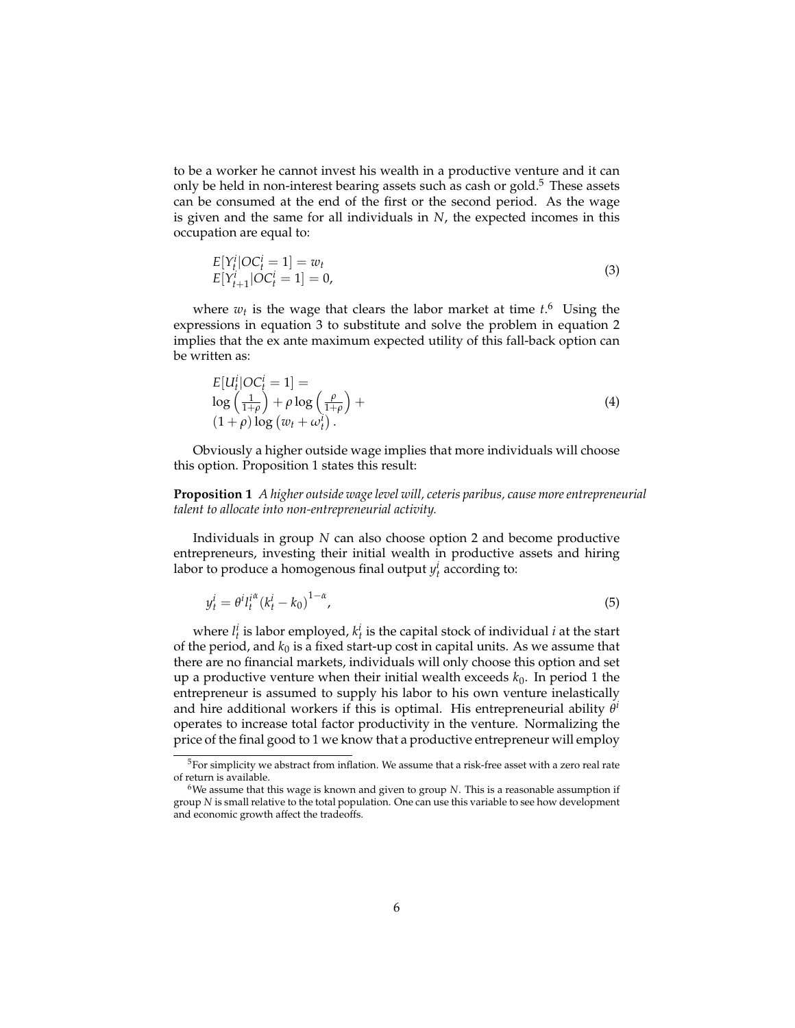to be a worker he cannot invest his wealth in a productive venture and it can only be held in non-interest bearing assets such as cash or gold.[5] These assets can be consumed at the end of the first or the second period. As the wage is given and the same for all individuals in $N$, the expected incomes in this occupation are equal to:

$$
\begin{aligned}
&E[Y_t^i | OC_t^i = 1] = w_t \\
&E[Y_{t+1}^i | OC_t^i = 1] = 0,
\end{aligned}
\tag{3}
$$

where $w_t$ is the wage that clears the labor market at time $t$.[6] Using the expressions in equation 3 to substitute and solve the problem in equation 2 implies that the ex ante maximum expected utility of this fall-back option can be written as:

$$
\begin{aligned}
&E[U_t^i | OC_t^i = 1] = \\
&\log\left(\frac{1}{1+\rho}\right) + \rho \log\left(\frac{\rho}{1+\rho}\right) + \\
&(1+\rho)\log\left(w_t + \omega_t^i\right).
\end{aligned}
\tag{4}
$$

Obviously a higher outside wage implies that more individuals will choose this option. Proposition 1 states this result:

**Proposition 1** *A higher outside wage level will, ceteris paribus, cause more entrepreneurial talent to allocate into non-entrepreneurial activity.*

Individuals in group $N$ can also choose option 2 and become productive entrepreneurs, investing their initial wealth in productive assets and hiring labor to produce a homogenous final output $y_t^i$ according to:

$$
y_t^i = \theta^i {l_t^i}^{\alpha} \left(k_t^i - k_0\right)^{1-\alpha},
\tag{5}
$$

where $l_t^i$ is labor employed, $k_t^i$ is the capital stock of individual $i$ at the start of the period, and $k_0$ is a fixed start-up cost in capital units. As we assume that there are no financial markets, individuals will only choose this option and set up a productive venture when their initial wealth exceeds $k_0$. In period 1 the entrepreneur is assumed to supply his labor to his own venture inelastically and hire additional workers if this is optimal. His entrepreneurial ability $\theta^i$ operates to increase total factor productivity in the venture. Normalizing the price of the final good to 1 we know that a productive entrepreneur will employ

[5] For simplicity we abstract from inflation. We assume that a risk-free asset with a zero real rate of return is available.

[6] We assume that this wage is known and given to group $N$. This is a reasonable assumption if group $N$ is small relative to the total population. One can use this variable to see how development and economic growth affect the tradeoffs.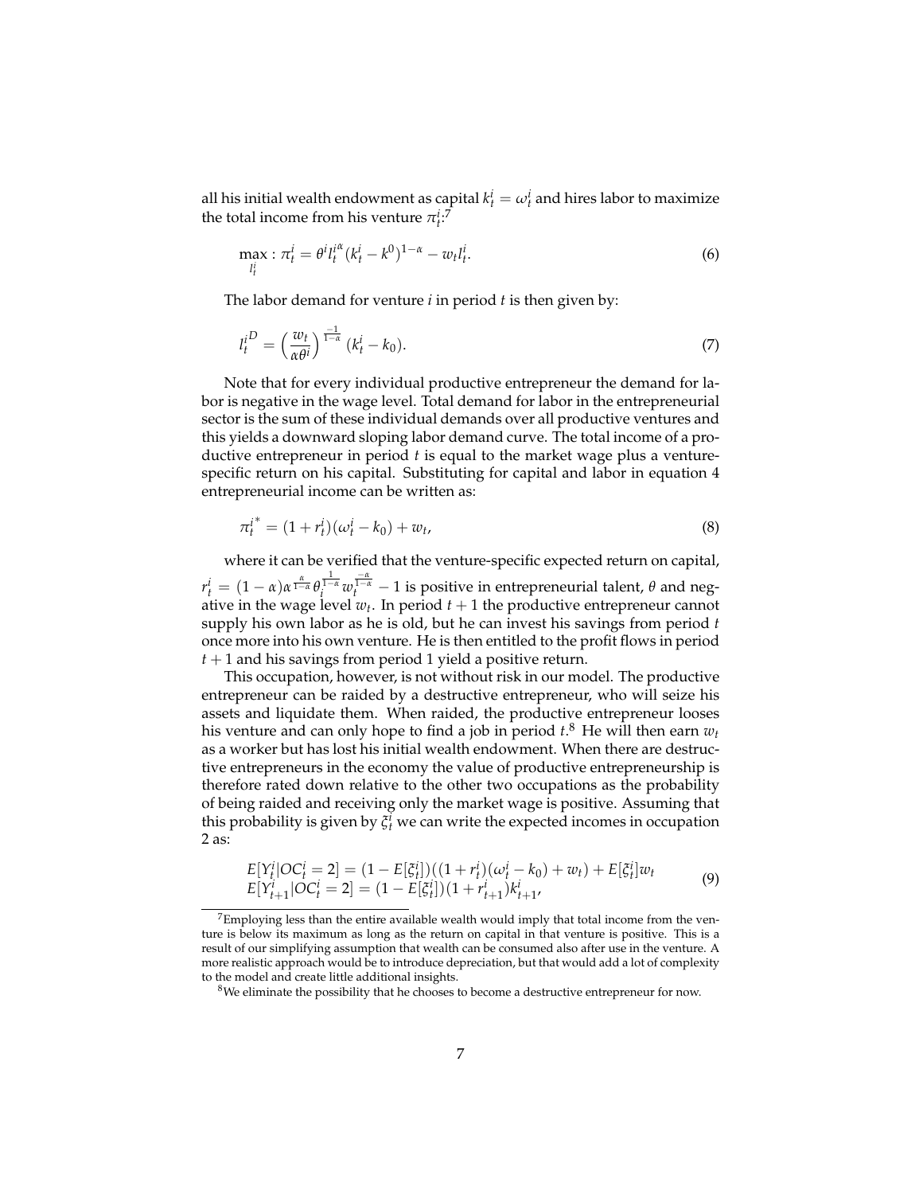all his initial wealth endowment as capital $k_t^i = \omega_t^i$ and hires labor to maximize the total income from his venture $\pi_t^i$:[7]

$$\max_{l_t^i} : \pi_t^i = \theta^i l_t^{i\alpha} (k_t^i - k^0)^{1-\alpha} - w_t l_t^i. \tag{6}$$

The labor demand for venture $i$ in period $t$ is then given by:

$$l_t^{i^D} = \left(\frac{w_t}{\alpha\theta^i}\right)^{\frac{-1}{1-\alpha}} (k_t^i - k_0). \tag{7}$$

Note that for every individual productive entrepreneur the demand for labor is negative in the wage level. Total demand for labor in the entrepreneurial sector is the sum of these individual demands over all productive ventures and this yields a downward sloping labor demand curve. The total income of a productive entrepreneur in period $t$ is equal to the market wage plus a venture-specific return on his capital. Substituting for capital and labor in equation 4 entrepreneurial income can be written as:

$$\pi_t^{i^*} = (1 + r_t^i)(\omega_t^i - k_0) + w_t, \tag{8}$$

where it can be verified that the venture-specific expected return on capital, $r_t^i = (1-\alpha)\alpha^{\frac{\alpha}{1-\alpha}} \theta_i^{\frac{1}{1-\alpha}} w_t^{\frac{-\alpha}{1-\alpha}} - 1$ is positive in entrepreneurial talent, $\theta$ and negative in the wage level $w_t$. In period $t+1$ the productive entrepreneur cannot supply his own labor as he is old, but he can invest his savings from period $t$ once more into his own venture. He is then entitled to the profit flows in period $t+1$ and his savings from period 1 yield a positive return.

This occupation, however, is not without risk in our model. The productive entrepreneur can be raided by a destructive entrepreneur, who will seize his assets and liquidate them. When raided, the productive entrepreneur looses his venture and can only hope to find a job in period $t$.[8] He will then earn $w_t$ as a worker but has lost his initial wealth endowment. When there are destructive entrepreneurs in the economy the value of productive entrepreneurship is therefore rated down relative to the other two occupations as the probability of being raided and receiving only the market wage is positive. Assuming that this probability is given by $\xi_t^i$ we can write the expected incomes in occupation 2 as:

$$\begin{aligned} E[Y_t^i | OC_t^i = 2] &= (1 - E[\xi_t^i])((1 + r_t^i)(\omega_t^i - k_0) + w_t) + E[\xi_t^i] w_t \\ E[Y_{t+1}^i | OC_t^i = 2] &= (1 - E[\xi_t^i])(1 + r_{t+1}^i) k_{t+1}^i, \end{aligned} \tag{9}$$

[7] Employing less than the entire available wealth would imply that total income from the venture is below its maximum as long as the return on capital in that venture is positive. This is a result of our simplifying assumption that wealth can be consumed also after use in the venture. A more realistic approach would be to introduce depreciation, but that would add a lot of complexity to the model and create little additional insights.

[8] We eliminate the possibility that he chooses to become a destructive entrepreneur for now.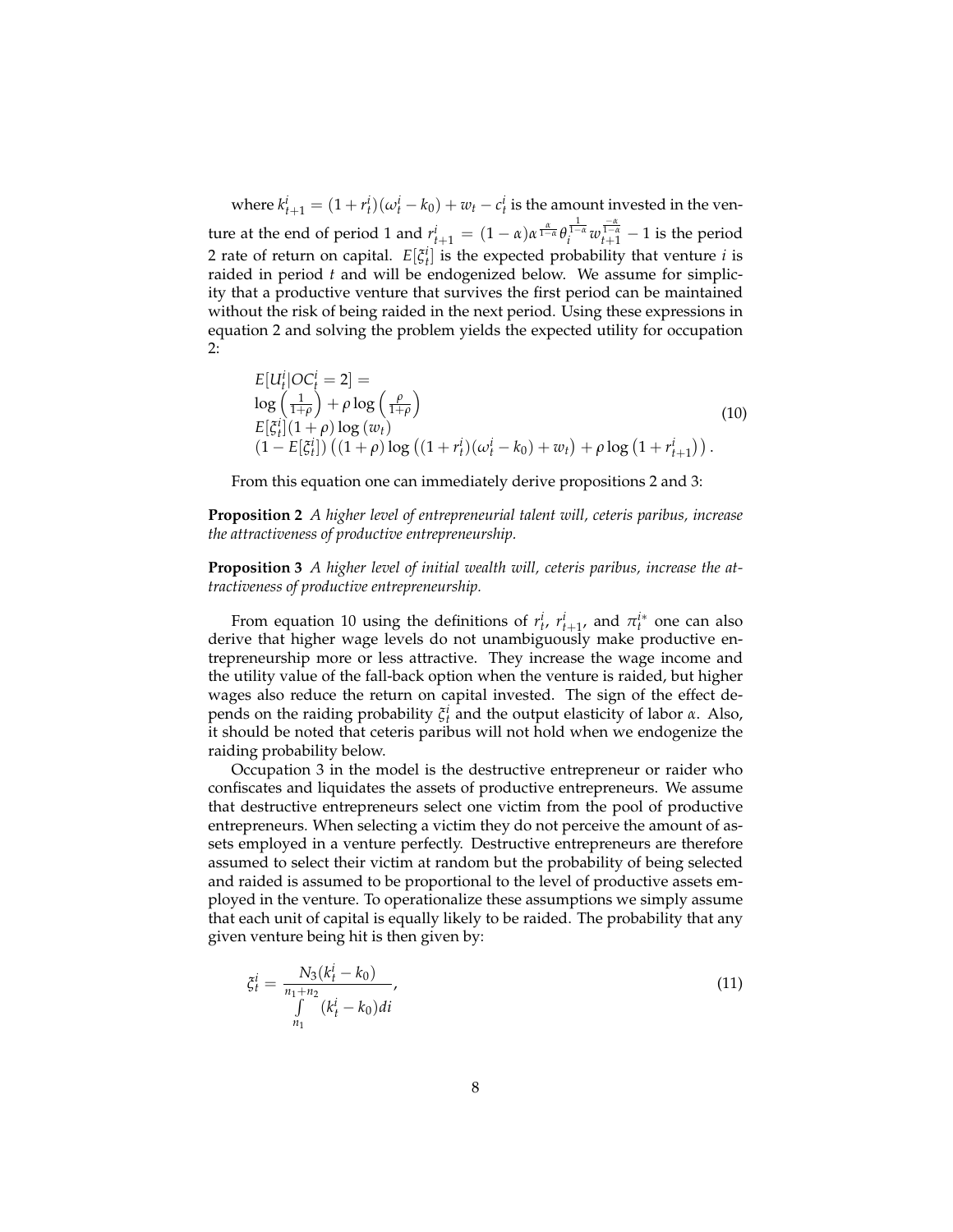where $k^i_{t+1} = (1 + r^i_t)(\omega^i_t - k_0) + w_t - c^i_t$ is the amount invested in the venture at the end of period 1 and $r^i_{t+1} = (1-\alpha)\alpha^{\frac{\alpha}{1-\alpha}}\theta_i^{\frac{1}{1-\alpha}} w_{t+1}^{\frac{-\alpha}{1-\alpha}} - 1$ is the period 2 rate of return on capital. $E[\xi^i_t]$ is the expected probability that venture $i$ is raided in period $t$ and will be endogenized below. We assume for simplicity that a productive venture that survives the first period can be maintained without the risk of being raided in the next period. Using these expressions in equation 2 and solving the problem yields the expected utility for occupation 2:

$$
\begin{aligned}
&E[U^i_t | OC^i_t = 2] = \\
&\log\left(\frac{1}{1+\rho}\right) + \rho \log\left(\frac{\rho}{1+\rho}\right) \\
&E[\xi^i_t](1+\rho)\log(w_t) \\
&(1 - E[\xi^i_t])\left((1+\rho)\log\left((1+r^i_t)(\omega^i_t - k_0) + w_t\right) + \rho \log\left(1 + r^i_{t+1}\right)\right).
\end{aligned}
\tag{10}
$$

From this equation one can immediately derive propositions 2 and 3:

**Proposition 2** *A higher level of entrepreneurial talent will, ceteris paribus, increase the attractiveness of productive entrepreneurship.*

**Proposition 3** *A higher level of initial wealth will, ceteris paribus, increase the attractiveness of productive entrepreneurship.*

From equation 10 using the definitions of $r^i_t$, $r^i_{t+1}$, and $\pi^{i*}_t$ one can also derive that higher wage levels do not unambiguously make productive entrepreneurship more or less attractive. They increase the wage income and the utility value of the fall-back option when the venture is raided, but higher wages also reduce the return on capital invested. The sign of the effect depends on the raiding probability $\xi^i_t$ and the output elasticity of labor $\alpha$. Also, it should be noted that ceteris paribus will not hold when we endogenize the raiding probability below.

Occupation 3 in the model is the destructive entrepreneur or raider who confiscates and liquidates the assets of productive entrepreneurs. We assume that destructive entrepreneurs select one victim from the pool of productive entrepreneurs. When selecting a victim they do not perceive the amount of assets employed in a venture perfectly. Destructive entrepreneurs are therefore assumed to select their victim at random but the probability of being selected and raided is assumed to be proportional to the level of productive assets employed in the venture. To operationalize these assumptions we simply assume that each unit of capital is equally likely to be raided. The probability that any given venture being hit is then given by:

$$
\xi^i_t = \frac{N_3(k^i_t - k_0)}{\int\limits_{n_1}^{n_1+n_2} (k^i_t - k_0)di},
\tag{11}
$$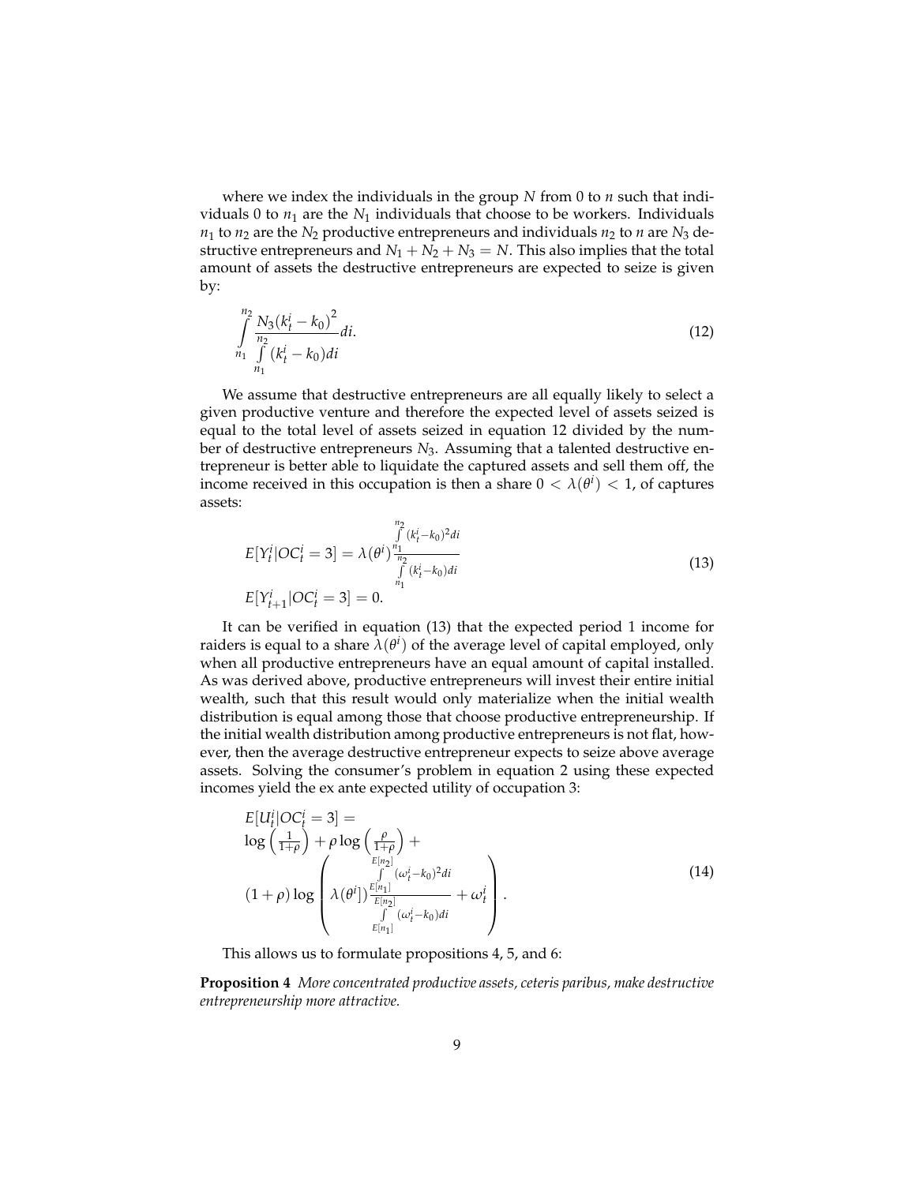where we index the individuals in the group $N$ from 0 to $n$ such that individuals 0 to $n_1$ are the $N_1$ individuals that choose to be workers. Individuals $n_1$ to $n_2$ are the $N_2$ productive entrepreneurs and individuals $n_2$ to $n$ are $N_3$ destructive entrepreneurs and $N_1 + N_2 + N_3 = N$. This also implies that the total amount of assets the destructive entrepreneurs are expected to seize is given by:

$$\int_{n_1}^{n_2} \frac{N_3 (k_t^i - k_0)^2}{\int_{n_1}^{n_2} (k_t^i - k_0) di} di. \tag{12}$$

We assume that destructive entrepreneurs are all equally likely to select a given productive venture and therefore the expected level of assets seized is equal to the total level of assets seized in equation 12 divided by the number of destructive entrepreneurs $N_3$. Assuming that a talented destructive entrepreneur is better able to liquidate the captured assets and sell them off, the income received in this occupation is then a share $0 < \lambda(\theta^i) < 1$, of captures assets:

$$\begin{aligned} &E[Y_t^i | OC_t^i = 3] = \lambda(\theta^i) \frac{\int_{n_1}^{n_2} (k_t^i - k_0)^2 di}{\int_{n_1}^{n_2} (k_t^i - k_0) di} \\ &E[Y_{t+1}^i | OC_t^i = 3] = 0. \end{aligned} \tag{13}$$

It can be verified in equation (13) that the expected period 1 income for raiders is equal to a share $\lambda(\theta^i)$ of the average level of capital employed, only when all productive entrepreneurs have an equal amount of capital installed. As was derived above, productive entrepreneurs will invest their entire initial wealth, such that this result would only materialize when the initial wealth distribution is equal among those that choose productive entrepreneurship. If the initial wealth distribution among productive entrepreneurs is not flat, however, then the average destructive entrepreneur expects to seize above average assets. Solving the consumer's problem in equation 2 using these expected incomes yield the ex ante expected utility of occupation 3:

$$\begin{aligned} &E[U_t^i | OC_t^i = 3] = \\ &\log\left(\frac{1}{1+\rho}\right) + \rho \log\left(\frac{\rho}{1+\rho}\right) + \\ &(1+\rho) \log\left( \lambda(\theta^i]) \frac{\int_{E[n_1]}^{E[n_2]} (\omega_t^i - k_0)^2 di}{\int_{E[n_1]}^{E[n_2]} (\omega_t^i - k_0) di} + \omega_t^i \right). \end{aligned} \tag{14}$$

This allows us to formulate propositions 4, 5, and 6:

**Proposition 4** *More concentrated productive assets, ceteris paribus, make destructive entrepreneurship more attractive.*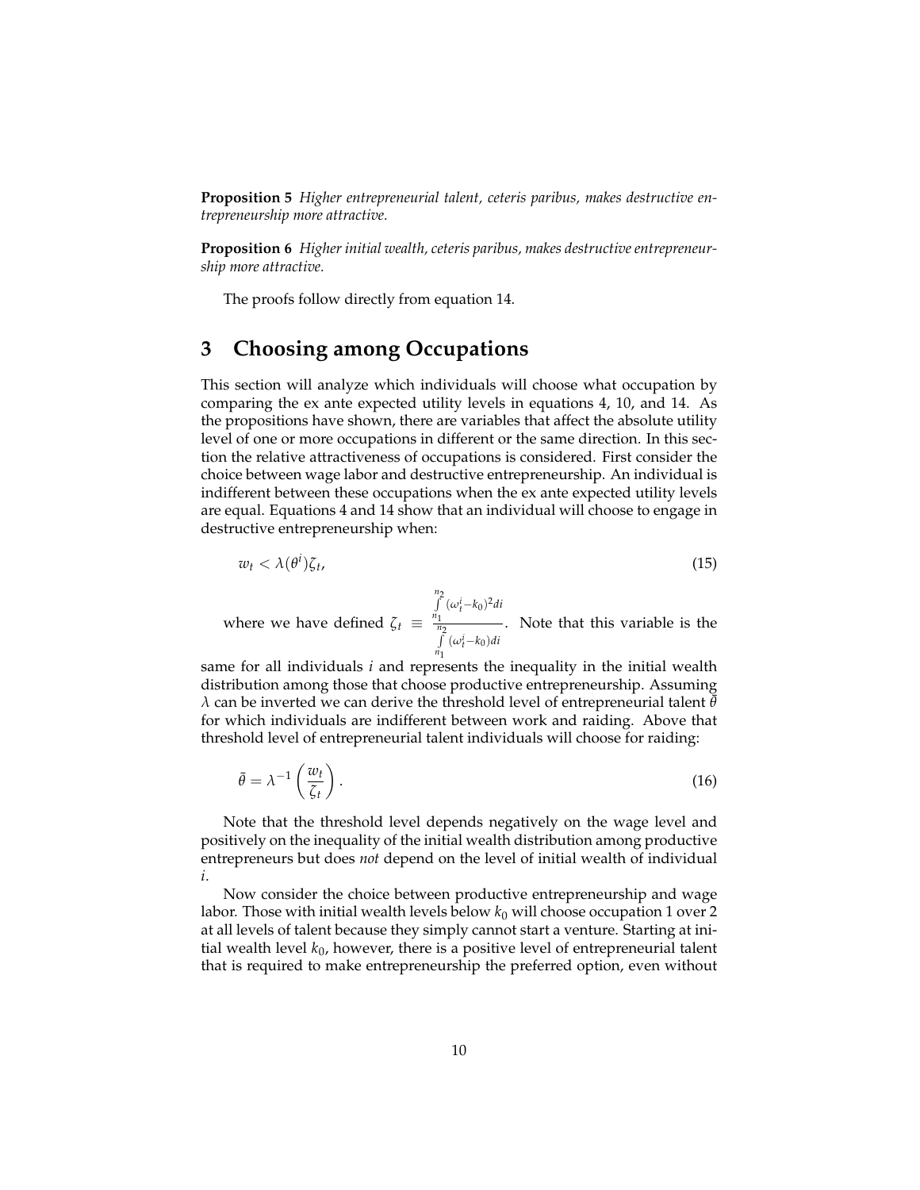**Proposition 5** *Higher entrepreneurial talent, ceteris paribus, makes destructive entrepreneurship more attractive.*

**Proposition 6** *Higher initial wealth, ceteris paribus, makes destructive entrepreneurship more attractive.*

The proofs follow directly from equation 14.

## 3 Choosing among Occupations

This section will analyze which individuals will choose what occupation by comparing the ex ante expected utility levels in equations 4, 10, and 14. As the propositions have shown, there are variables that affect the absolute utility level of one or more occupations in different or the same direction. In this section the relative attractiveness of occupations is considered. First consider the choice between wage labor and destructive entrepreneurship. An individual is indifferent between these occupations when the ex ante expected utility levels are equal. Equations 4 and 14 show that an individual will choose to engage in destructive entrepreneurship when:

$$w_t < \lambda(\theta^i)\zeta_t, \tag{15}$$

where we have defined $\zeta_t \equiv \frac{\int_{n_1}^{n_2} (\omega_t^i - k_0)^2 di}{\int_{n_1}^{n_2} (\omega_t^i - k_0) di}$. Note that this variable is the same for all individuals $i$ and represents the inequality in the initial wealth distribution among those that choose productive entrepreneurship. Assuming $\lambda$ can be inverted we can derive the threshold level of entrepreneurial talent $\bar{\theta}$ for which individuals are indifferent between work and raiding. Above that threshold level of entrepreneurial talent individuals will choose for raiding:

$$\bar{\theta} = \lambda^{-1}\left(\frac{w_t}{\zeta_t}\right). \tag{16}$$

Note that the threshold level depends negatively on the wage level and positively on the inequality of the initial wealth distribution among productive entrepreneurs but does *not* depend on the level of initial wealth of individual $i$.

Now consider the choice between productive entrepreneurship and wage labor. Those with initial wealth levels below $k_0$ will choose occupation 1 over 2 at all levels of talent because they simply cannot start a venture. Starting at initial wealth level $k_0$, however, there is a positive level of entrepreneurial talent that is required to make entrepreneurship the preferred option, even without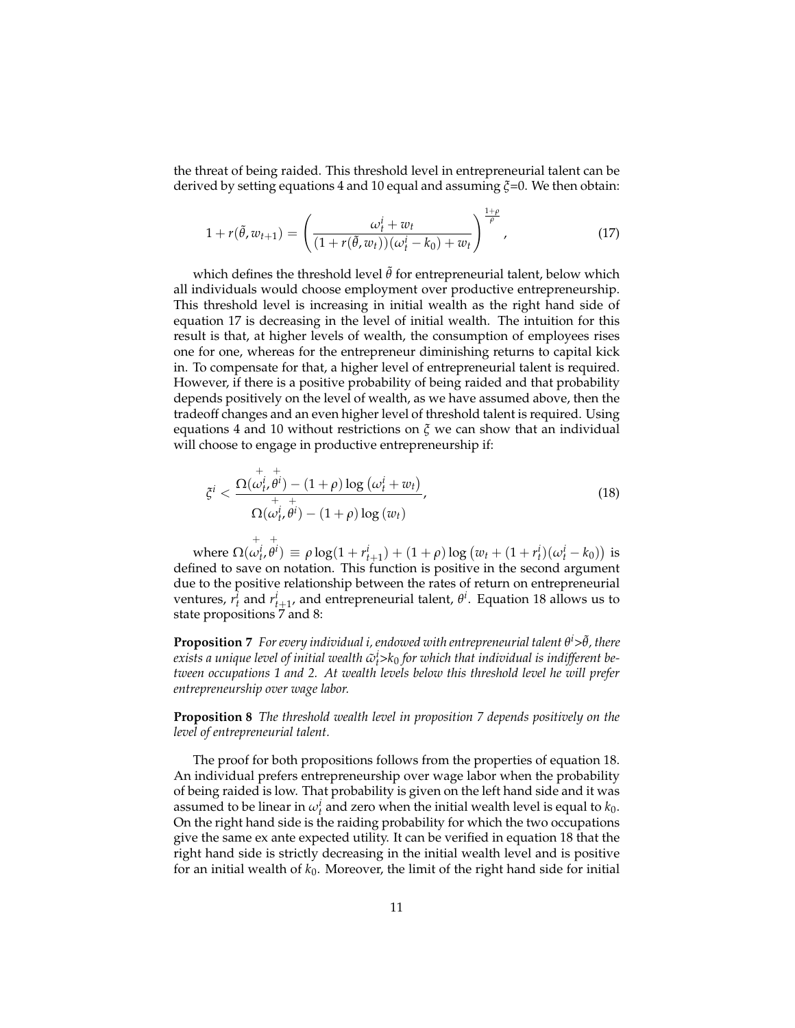the threat of being raided. This threshold level in entrepreneurial talent can be derived by setting equations 4 and 10 equal and assuming $\xi$=0. We then obtain:

$$1 + r(\tilde{\theta}, w_{t+1}) = \left( \frac{\omega_t^i + w_t}{(1 + r(\tilde{\theta}, w_t))(\omega_t^i - k_0) + w_t} \right)^{\frac{1+\rho}{\rho}}, \tag{17}$$

which defines the threshold level $\tilde{\theta}$ for entrepreneurial talent, below which all individuals would choose employment over productive entrepreneurship. This threshold level is increasing in initial wealth as the right hand side of equation 17 is decreasing in the level of initial wealth. The intuition for this result is that, at higher levels of wealth, the consumption of employees rises one for one, whereas for the entrepreneur diminishing returns to capital kick in. To compensate for that, a higher level of entrepreneurial talent is required. However, if there is a positive probability of being raided and that probability depends positively on the level of wealth, as we have assumed above, then the tradeoff changes and an even higher level of threshold talent is required. Using equations 4 and 10 without restrictions on $\xi$ we can show that an individual will choose to engage in productive entrepreneurship if:

$$\xi^i < \frac{\Omega(\overset{+}{\omega_t^i}, \overset{+}{\theta^i}) - (1+\rho)\log\left(\omega_t^i + w_t\right)}{\Omega(\overset{+}{\omega_t^i}, \overset{+}{\theta^i}) - (1+\rho)\log\left(w_t\right)}, \tag{18}$$

where $\Omega(\overset{+}{\omega_t^i}, \overset{+}{\theta^i}) \equiv \rho \log(1 + r_{t+1}^i) + (1+\rho)\log\left(w_t + (1 + r_t^i)(\omega_t^i - k_0)\right)$ is defined to save on notation. This function is positive in the second argument due to the positive relationship between the rates of return on entrepreneurial ventures, $r_t^i$ and $r_{t+1}^i$, and entrepreneurial talent, $\theta^i$. Equation 18 allows us to state propositions 7 and 8:

**Proposition 7** *For every individual i, endowed with entrepreneurial talent $\theta^i > \tilde{\theta}$, there exists a unique level of initial wealth $\tilde{\omega}_t^i > k_0$ for which that individual is indifferent between occupations 1 and 2. At wealth levels below this threshold level he will prefer entrepreneurship over wage labor.*

**Proposition 8** *The threshold wealth level in proposition 7 depends positively on the level of entrepreneurial talent.*

The proof for both propositions follows from the properties of equation 18. An individual prefers entrepreneurship over wage labor when the probability of being raided is low. That probability is given on the left hand side and it was assumed to be linear in $\omega_t^i$ and zero when the initial wealth level is equal to $k_0$. On the right hand side is the raiding probability for which the two occupations give the same ex ante expected utility. It can be verified in equation 18 that the right hand side is strictly decreasing in the initial wealth level and is positive for an initial wealth of $k_0$. Moreover, the limit of the right hand side for initial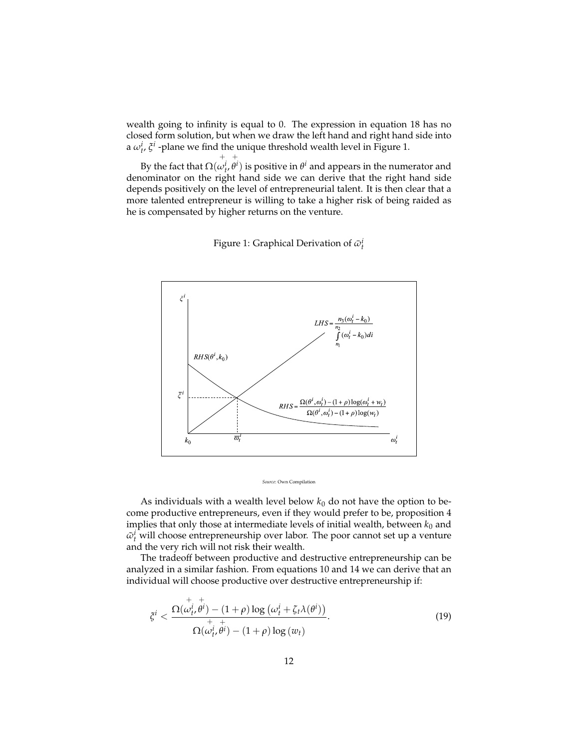wealth going to infinity is equal to 0. The expression in equation 18 has no closed form solution, but when we draw the left hand and right hand side into a $\omega_t^i, \xi^i$ -plane we find the unique threshold wealth level in Figure 1.

By the fact that $\Omega(\overset{+}{\omega_t^i}, \overset{+}{\theta^i})$ is positive in $\theta^i$ and appears in the numerator and denominator on the right hand side we can derive that the right hand side depends positively on the level of entrepreneurial talent. It is then clear that a more talented entrepreneur is willing to take a higher risk of being raided as he is compensated by higher returns on the venture.

Figure 1: Graphical Derivation of $\bar{\omega}_t^i$

*Source*: Own Compilation

As individuals with a wealth level below $k_0$ do not have the option to become productive entrepreneurs, even if they would prefer to be, proposition 4 implies that only those at intermediate levels of initial wealth, between $k_0$ and $\bar{\omega}_t^i$ will choose entrepreneurship over labor. The poor cannot set up a venture and the very rich will not risk their wealth.

The tradeoff between productive and destructive entrepreneurship can be analyzed in a similar fashion. From equations 10 and 14 we can derive that an individual will choose productive over destructive entrepreneurship if:

$$\xi^i < \frac{\Omega(\overset{+}{\omega_t^i}, \overset{+}{\theta^i}) - (1+\rho)\log\left(\omega_t^i + \zeta_t \lambda(\theta^i)\right)}{\Omega(\overset{+}{\omega_t^i}, \overset{+}{\theta^i}) - (1+\rho)\log\left(w_t\right)}. \tag{19}$$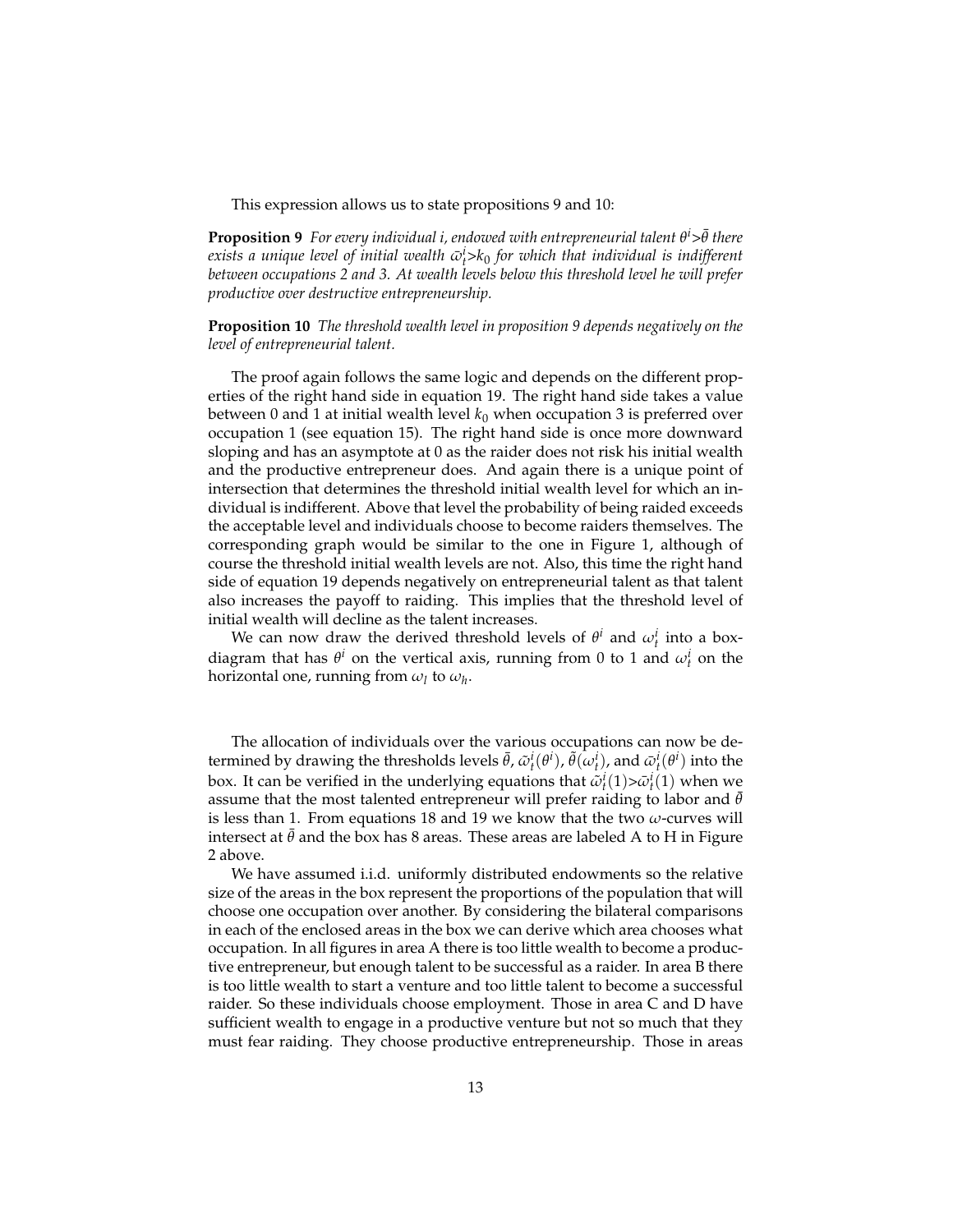This expression allows us to state propositions 9 and 10:

**Proposition 9** *For every individual i, endowed with entrepreneurial talent $\theta^i > \bar{\theta}$ there exists a unique level of initial wealth $\bar{\omega}_t^i > k_0$ for which that individual is indifferent between occupations 2 and 3. At wealth levels below this threshold level he will prefer productive over destructive entrepreneurship.*

**Proposition 10** *The threshold wealth level in proposition 9 depends negatively on the level of entrepreneurial talent.*

The proof again follows the same logic and depends on the different properties of the right hand side in equation 19. The right hand side takes a value between 0 and 1 at initial wealth level $k_0$ when occupation 3 is preferred over occupation 1 (see equation 15). The right hand side is once more downward sloping and has an asymptote at 0 as the raider does not risk his initial wealth and the productive entrepreneur does. And again there is a unique point of intersection that determines the threshold initial wealth level for which an individual is indifferent. Above that level the probability of being raided exceeds the acceptable level and individuals choose to become raiders themselves. The corresponding graph would be similar to the one in Figure 1, although of course the threshold initial wealth levels are not. Also, this time the right hand side of equation 19 depends negatively on entrepreneurial talent as that talent also increases the payoff to raiding. This implies that the threshold level of initial wealth will decline as the talent increases.

We can now draw the derived threshold levels of $\theta^i$ and $\omega_t^i$ into a box-diagram that has $\theta^i$ on the vertical axis, running from 0 to 1 and $\omega_t^i$ on the horizontal one, running from $\omega_l$ to $\omega_h$.

The allocation of individuals over the various occupations can now be determined by drawing the thresholds levels $\bar{\theta}$, $\tilde{\omega}_t^i(\theta^i)$, $\tilde{\theta}(\omega_t^i)$, and $\bar{\omega}_t^i(\theta^i)$ into the box. It can be verified in the underlying equations that $\tilde{\omega}_t^i(1) > \bar{\omega}_t^i(1)$ when we assume that the most talented entrepreneur will prefer raiding to labor and $\bar{\theta}$ is less than 1. From equations 18 and 19 we know that the two $\omega$-curves will intersect at $\bar{\theta}$ and the box has 8 areas. These areas are labeled A to H in Figure 2 above.

We have assumed i.i.d. uniformly distributed endowments so the relative size of the areas in the box represent the proportions of the population that will choose one occupation over another. By considering the bilateral comparisons in each of the enclosed areas in the box we can derive which area chooses what occupation. In all figures in area A there is too little wealth to become a productive entrepreneur, but enough talent to be successful as a raider. In area B there is too little wealth to start a venture and too little talent to become a successful raider. So these individuals choose employment. Those in area C and D have sufficient wealth to engage in a productive venture but not so much that they must fear raiding. They choose productive entrepreneurship. Those in areas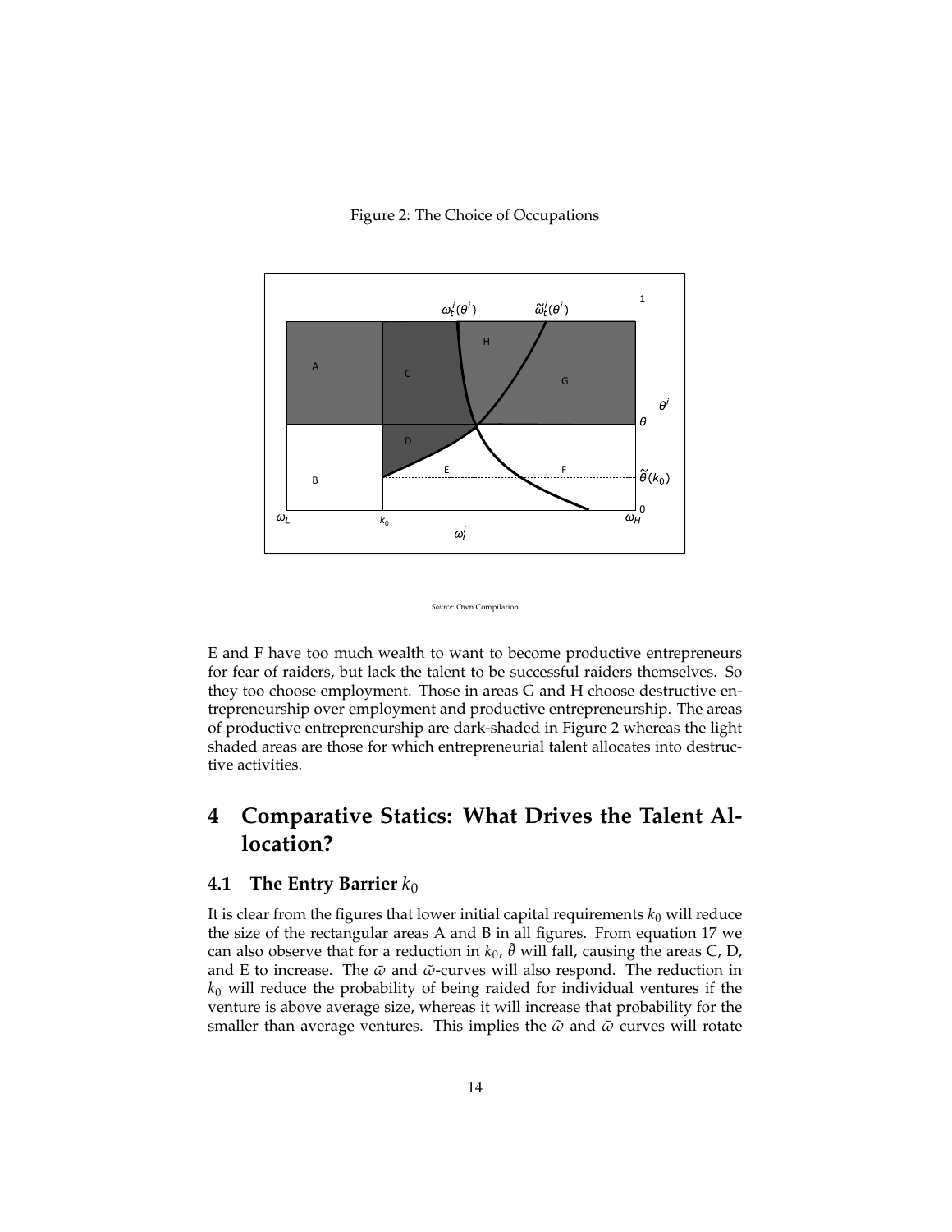Figure 2: The Choice of Occupations

*Source*: Own Compilation

E and F have too much wealth to want to become productive entrepreneurs for fear of raiders, but lack the talent to be successful raiders themselves. So they too choose employment. Those in areas G and H choose destructive entrepreneurship over employment and productive entrepreneurship. The areas of productive entrepreneurship are dark-shaded in Figure 2 whereas the light shaded areas are those for which entrepreneurial talent allocates into destructive activities.

## 4 Comparative Statics: What Drives the Talent Allocation?

### 4.1 The Entry Barrier $k_0$

It is clear from the figures that lower initial capital requirements $k_0$ will reduce the size of the rectangular areas A and B in all figures. From equation 17 we can also observe that for a reduction in $k_0$, $\tilde{\theta}$ will fall, causing the areas C, D, and E to increase. The $\bar{\omega}$ and $\tilde{\omega}$-curves will also respond. The reduction in $k_0$ will reduce the probability of being raided for individual ventures if the venture is above average size, whereas it will increase that probability for the smaller than average ventures. This implies the $\tilde{\omega}$ and $\bar{\omega}$ curves will rotate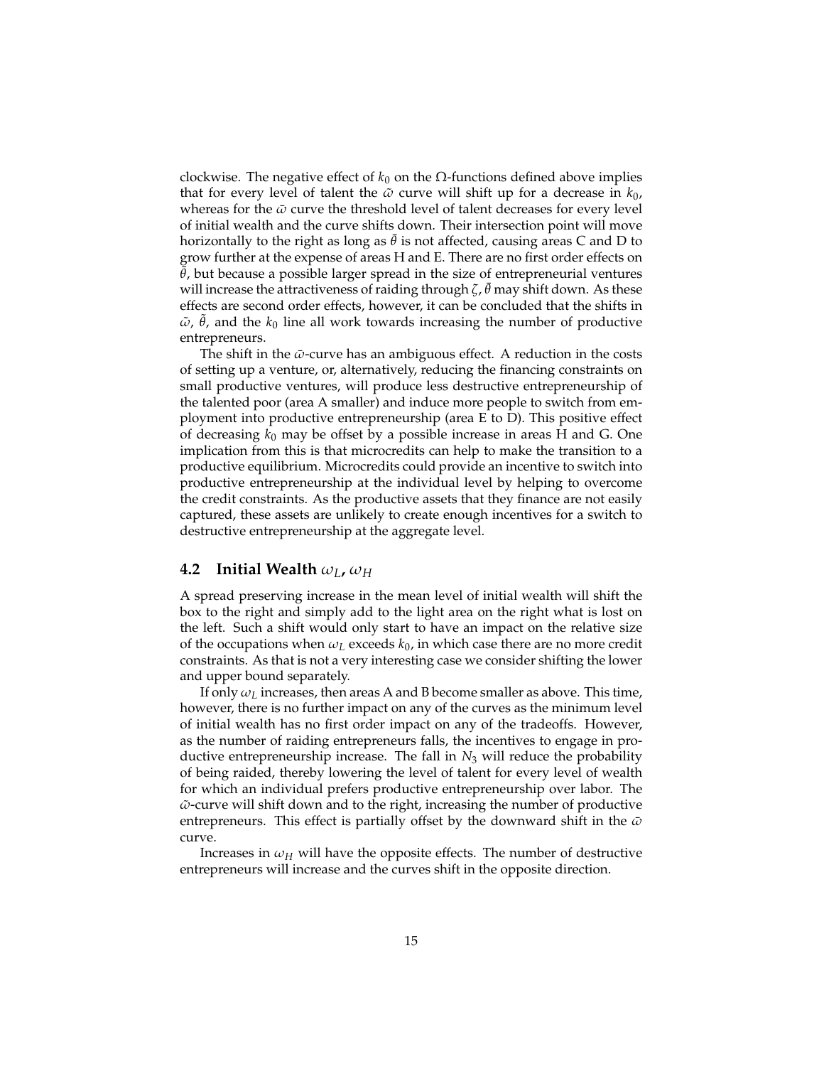clockwise. The negative effect of $k_0$ on the $\Omega$-functions defined above implies that for every level of talent the $\tilde{\omega}$ curve will shift up for a decrease in $k_0$, whereas for the $\bar{\omega}$ curve the threshold level of talent decreases for every level of initial wealth and the curve shifts down. Their intersection point will move horizontally to the right as long as $\bar{\theta}$ is not affected, causing areas C and D to grow further at the expense of areas H and E. There are no first order effects on $\bar{\theta}$, but because a possible larger spread in the size of entrepreneurial ventures will increase the attractiveness of raiding through $\zeta$, $\bar{\theta}$ may shift down. As these effects are second order effects, however, it can be concluded that the shifts in $\tilde{\omega}$, $\tilde{\theta}$, and the $k_0$ line all work towards increasing the number of productive entrepreneurs.

The shift in the $\bar{\omega}$-curve has an ambiguous effect. A reduction in the costs of setting up a venture, or, alternatively, reducing the financing constraints on small productive ventures, will produce less destructive entrepreneurship of the talented poor (area A smaller) and induce more people to switch from employment into productive entrepreneurship (area E to D). This positive effect of decreasing $k_0$ may be offset by a possible increase in areas H and G. One implication from this is that microcredits can help to make the transition to a productive equilibrium. Microcredits could provide an incentive to switch into productive entrepreneurship at the individual level by helping to overcome the credit constraints. As the productive assets that they finance are not easily captured, these assets are unlikely to create enough incentives for a switch to destructive entrepreneurship at the aggregate level.

## 4.2 Initial Wealth $\omega_L$, $\omega_H$

A spread preserving increase in the mean level of initial wealth will shift the box to the right and simply add to the light area on the right what is lost on the left. Such a shift would only start to have an impact on the relative size of the occupations when $\omega_L$ exceeds $k_0$, in which case there are no more credit constraints. As that is not a very interesting case we consider shifting the lower and upper bound separately.

If only $\omega_L$ increases, then areas A and B become smaller as above. This time, however, there is no further impact on any of the curves as the minimum level of initial wealth has no first order impact on any of the tradeoffs. However, as the number of raiding entrepreneurs falls, the incentives to engage in productive entrepreneurship increase. The fall in $N_3$ will reduce the probability of being raided, thereby lowering the level of talent for every level of wealth for which an individual prefers productive entrepreneurship over labor. The $\tilde{\omega}$-curve will shift down and to the right, increasing the number of productive entrepreneurs. This effect is partially offset by the downward shift in the $\bar{\omega}$ curve.

Increases in $\omega_H$ will have the opposite effects. The number of destructive entrepreneurs will increase and the curves shift in the opposite direction.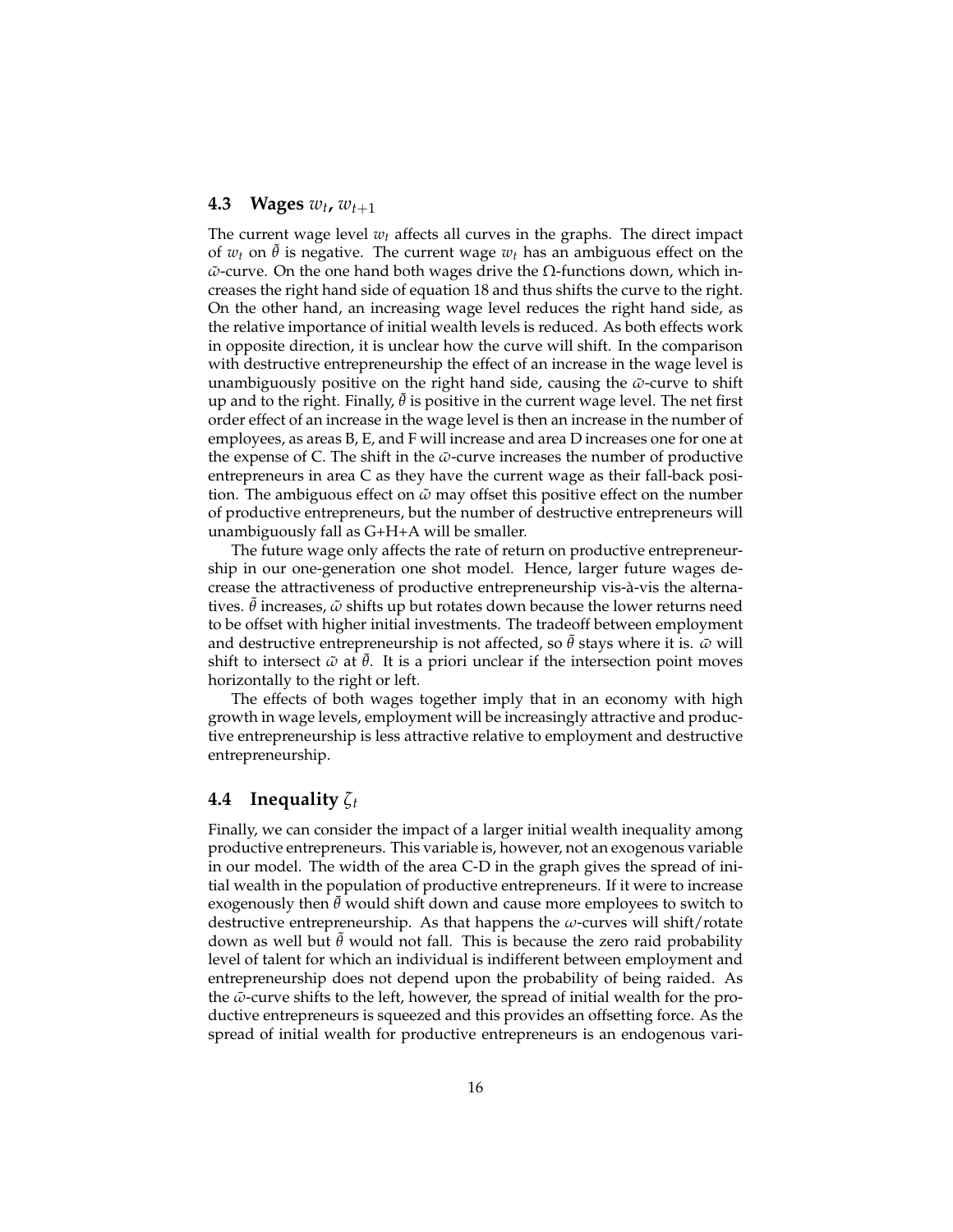### 4.3 Wages $w_t$, $w_{t+1}$

The current wage level $w_t$ affects all curves in the graphs. The direct impact of $w_t$ on $\bar{\theta}$ is negative. The current wage $w_t$ has an ambiguous effect on the $\tilde{\omega}$-curve. On the one hand both wages drive the $\Omega$-functions down, which increases the right hand side of equation 18 and thus shifts the curve to the right. On the other hand, an increasing wage level reduces the right hand side, as the relative importance of initial wealth levels is reduced. As both effects work in opposite direction, it is unclear how the curve will shift. In the comparison with destructive entrepreneurship the effect of an increase in the wage level is unambiguously positive on the right hand side, causing the $\bar{\omega}$-curve to shift up and to the right. Finally, $\tilde{\theta}$ is positive in the current wage level. The net first order effect of an increase in the wage level is then an increase in the number of employees, as areas B, E, and F will increase and area D increases one for one at the expense of C. The shift in the $\bar{\omega}$-curve increases the number of productive entrepreneurs in area C as they have the current wage as their fall-back position. The ambiguous effect on $\tilde{\omega}$ may offset this positive effect on the number of productive entrepreneurs, but the number of destructive entrepreneurs will unambiguously fall as G+H+A will be smaller.

The future wage only affects the rate of return on productive entrepreneurship in our one-generation one shot model. Hence, larger future wages decrease the attractiveness of productive entrepreneurship vis-à-vis the alternatives. $\tilde{\theta}$ increases, $\tilde{\omega}$ shifts up but rotates down because the lower returns need to be offset with higher initial investments. The tradeoff between employment and destructive entrepreneurship is not affected, so $\bar{\theta}$ stays where it is. $\bar{\omega}$ will shift to intersect $\tilde{\omega}$ at $\bar{\theta}$. It is a priori unclear if the intersection point moves horizontally to the right or left.

The effects of both wages together imply that in an economy with high growth in wage levels, employment will be increasingly attractive and productive entrepreneurship is less attractive relative to employment and destructive entrepreneurship.

### 4.4 Inequality $\zeta_t$

Finally, we can consider the impact of a larger initial wealth inequality among productive entrepreneurs. This variable is, however, not an exogenous variable in our model. The width of the area C-D in the graph gives the spread of initial wealth in the population of productive entrepreneurs. If it were to increase exogenously then $\bar{\theta}$ would shift down and cause more employees to switch to destructive entrepreneurship. As that happens the $\omega$-curves will shift/rotate down as well but $\tilde{\theta}$ would not fall. This is because the zero raid probability level of talent for which an individual is indifferent between employment and entrepreneurship does not depend upon the probability of being raided. As the $\bar{\omega}$-curve shifts to the left, however, the spread of initial wealth for the productive entrepreneurs is squeezed and this provides an offsetting force. As the spread of initial wealth for productive entrepreneurs is an endogenous vari-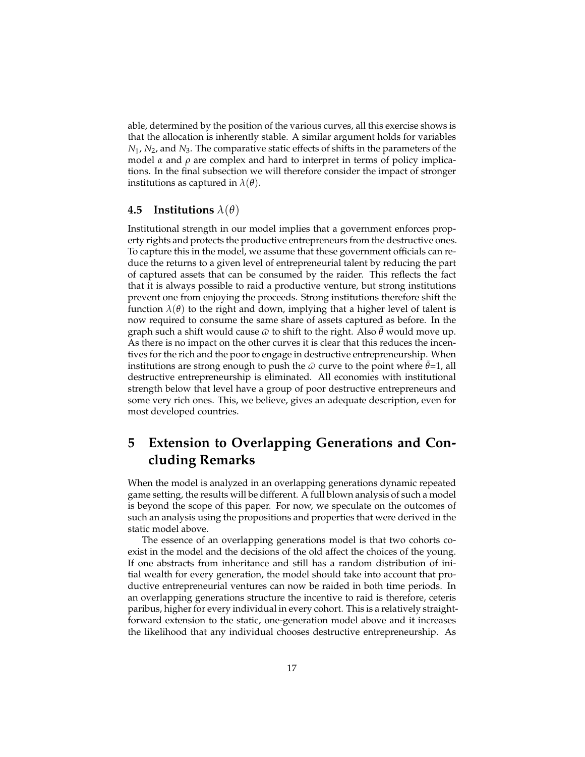able, determined by the position of the various curves, all this exercise shows is that the allocation is inherently stable. A similar argument holds for variables $N_1$, $N_2$, and $N_3$. The comparative static effects of shifts in the parameters of the model $\alpha$ and $\rho$ are complex and hard to interpret in terms of policy implications. In the final subsection we will therefore consider the impact of stronger institutions as captured in $\lambda(\theta)$.

### 4.5 Institutions $\lambda(\theta)$

Institutional strength in our model implies that a government enforces property rights and protects the productive entrepreneurs from the destructive ones. To capture this in the model, we assume that these government officials can reduce the returns to a given level of entrepreneurial talent by reducing the part of captured assets that can be consumed by the raider. This reflects the fact that it is always possible to raid a productive venture, but strong institutions prevent one from enjoying the proceeds. Strong institutions therefore shift the function $\lambda(\theta)$ to the right and down, implying that a higher level of talent is now required to consume the same share of assets captured as before. In the graph such a shift would cause $\bar{\omega}$ to shift to the right. Also $\bar{\theta}$ would move up. As there is no impact on the other curves it is clear that this reduces the incentives for the rich and the poor to engage in destructive entrepreneurship. When institutions are strong enough to push the $\bar{\omega}$ curve to the point where $\bar{\theta}$=1, all destructive entrepreneurship is eliminated. All economies with institutional strength below that level have a group of poor destructive entrepreneurs and some very rich ones. This, we believe, gives an adequate description, even for most developed countries.

## 5 Extension to Overlapping Generations and Concluding Remarks

When the model is analyzed in an overlapping generations dynamic repeated game setting, the results will be different. A full blown analysis of such a model is beyond the scope of this paper. For now, we speculate on the outcomes of such an analysis using the propositions and properties that were derived in the static model above.

The essence of an overlapping generations model is that two cohorts coexist in the model and the decisions of the old affect the choices of the young. If one abstracts from inheritance and still has a random distribution of initial wealth for every generation, the model should take into account that productive entrepreneurial ventures can now be raided in both time periods. In an overlapping generations structure the incentive to raid is therefore, ceteris paribus, higher for every individual in every cohort. This is a relatively straightforward extension to the static, one-generation model above and it increases the likelihood that any individual chooses destructive entrepreneurship. As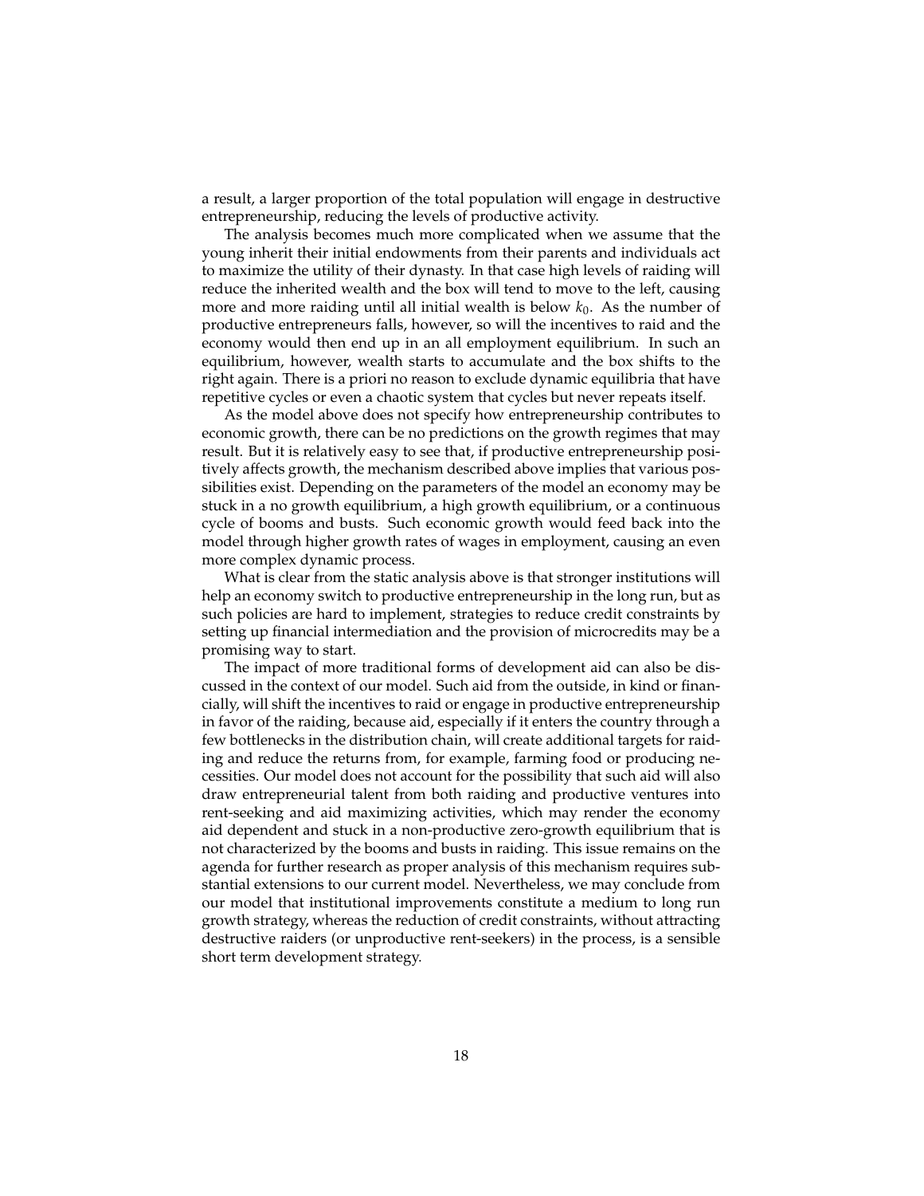a result, a larger proportion of the total population will engage in destructive entrepreneurship, reducing the levels of productive activity.

The analysis becomes much more complicated when we assume that the young inherit their initial endowments from their parents and individuals act to maximize the utility of their dynasty. In that case high levels of raiding will reduce the inherited wealth and the box will tend to move to the left, causing more and more raiding until all initial wealth is below $k_0$. As the number of productive entrepreneurs falls, however, so will the incentives to raid and the economy would then end up in an all employment equilibrium. In such an equilibrium, however, wealth starts to accumulate and the box shifts to the right again. There is a priori no reason to exclude dynamic equilibria that have repetitive cycles or even a chaotic system that cycles but never repeats itself.

As the model above does not specify how entrepreneurship contributes to economic growth, there can be no predictions on the growth regimes that may result. But it is relatively easy to see that, if productive entrepreneurship positively affects growth, the mechanism described above implies that various possibilities exist. Depending on the parameters of the model an economy may be stuck in a no growth equilibrium, a high growth equilibrium, or a continuous cycle of booms and busts. Such economic growth would feed back into the model through higher growth rates of wages in employment, causing an even more complex dynamic process.

What is clear from the static analysis above is that stronger institutions will help an economy switch to productive entrepreneurship in the long run, but as such policies are hard to implement, strategies to reduce credit constraints by setting up financial intermediation and the provision of microcredits may be a promising way to start.

The impact of more traditional forms of development aid can also be discussed in the context of our model. Such aid from the outside, in kind or financially, will shift the incentives to raid or engage in productive entrepreneurship in favor of the raiding, because aid, especially if it enters the country through a few bottlenecks in the distribution chain, will create additional targets for raiding and reduce the returns from, for example, farming food or producing necessities. Our model does not account for the possibility that such aid will also draw entrepreneurial talent from both raiding and productive ventures into rent-seeking and aid maximizing activities, which may render the economy aid dependent and stuck in a non-productive zero-growth equilibrium that is not characterized by the booms and busts in raiding. This issue remains on the agenda for further research as proper analysis of this mechanism requires substantial extensions to our current model. Nevertheless, we may conclude from our model that institutional improvements constitute a medium to long run growth strategy, whereas the reduction of credit constraints, without attracting destructive raiders (or unproductive rent-seekers) in the process, is a sensible short term development strategy.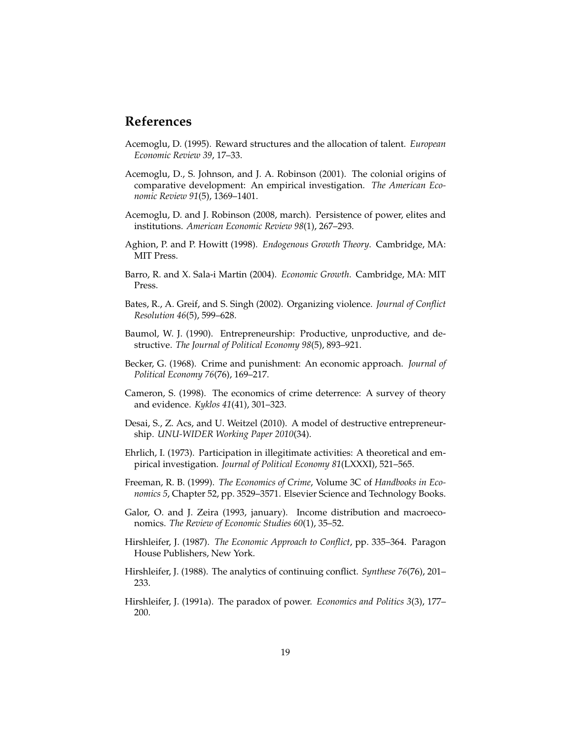## References

Acemoglu, D. (1995). Reward structures and the allocation of talent. *European Economic Review 39*, 17–33.

Acemoglu, D., S. Johnson, and J. A. Robinson (2001). The colonial origins of comparative development: An empirical investigation. *The American Economic Review 91*(5), 1369–1401.

Acemoglu, D. and J. Robinson (2008, march). Persistence of power, elites and institutions. *American Economic Review 98*(1), 267–293.

Aghion, P. and P. Howitt (1998). *Endogenous Growth Theory*. Cambridge, MA: MIT Press.

Barro, R. and X. Sala-i Martin (2004). *Economic Growth*. Cambridge, MA: MIT Press.

Bates, R., A. Greif, and S. Singh (2002). Organizing violence. *Journal of Conflict Resolution 46*(5), 599–628.

Baumol, W. J. (1990). Entrepreneurship: Productive, unproductive, and destructive. *The Journal of Political Economy 98*(5), 893–921.

Becker, G. (1968). Crime and punishment: An economic approach. *Journal of Political Economy 76*(76), 169–217.

Cameron, S. (1998). The economics of crime deterrence: A survey of theory and evidence. *Kyklos 41*(41), 301–323.

Desai, S., Z. Acs, and U. Weitzel (2010). A model of destructive entrepreneurship. *UNU-WIDER Working Paper 2010*(34).

Ehrlich, I. (1973). Participation in illegitimate activities: A theoretical and empirical investigation. *Journal of Political Economy 81*(LXXXI), 521–565.

Freeman, R. B. (1999). *The Economics of Crime*, Volume 3C of *Handbooks in Economics 5*, Chapter 52, pp. 3529–3571. Elsevier Science and Technology Books.

Galor, O. and J. Zeira (1993, january). Income distribution and macroeconomics. *The Review of Economic Studies 60*(1), 35–52.

Hirshleifer, J. (1987). *The Economic Approach to Conflict*, pp. 335–364. Paragon House Publishers, New York.

Hirshleifer, J. (1988). The analytics of continuing conflict. *Synthese 76*(76), 201–233.

Hirshleifer, J. (1991a). The paradox of power. *Economics and Politics 3*(3), 177–200.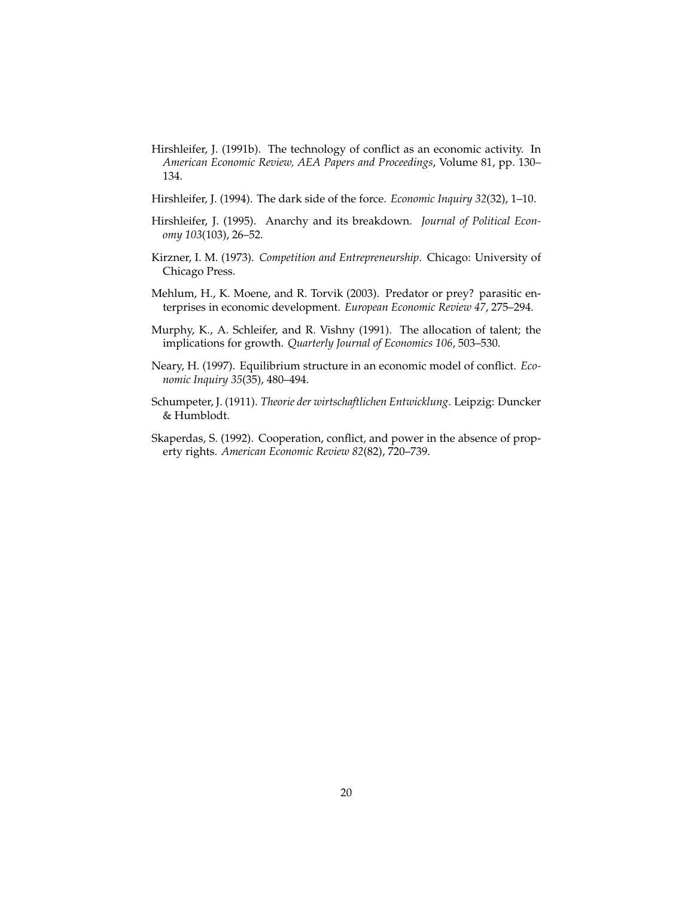Hirshleifer, J. (1991b). The technology of conflict as an economic activity. In *American Economic Review, AEA Papers and Proceedings*, Volume 81, pp. 130–134.

Hirshleifer, J. (1994). The dark side of the force. *Economic Inquiry 32*(32), 1–10.

Hirshleifer, J. (1995). Anarchy and its breakdown. *Journal of Political Economy 103*(103), 26–52.

Kirzner, I. M. (1973). *Competition and Entrepreneurship*. Chicago: University of Chicago Press.

Mehlum, H., K. Moene, and R. Torvik (2003). Predator or prey? parasitic enterprises in economic development. *European Economic Review 47*, 275–294.

Murphy, K., A. Schleifer, and R. Vishny (1991). The allocation of talent; the implications for growth. *Quarterly Journal of Economics 106*, 503–530.

Neary, H. (1997). Equilibrium structure in an economic model of conflict. *Economic Inquiry 35*(35), 480–494.

Schumpeter, J. (1911). *Theorie der wirtschaftlichen Entwicklung*. Leipzig: Duncker & Humblodt.

Skaperdas, S. (1992). Cooperation, conflict, and power in the absence of property rights. *American Economic Review 82*(82), 720–739.